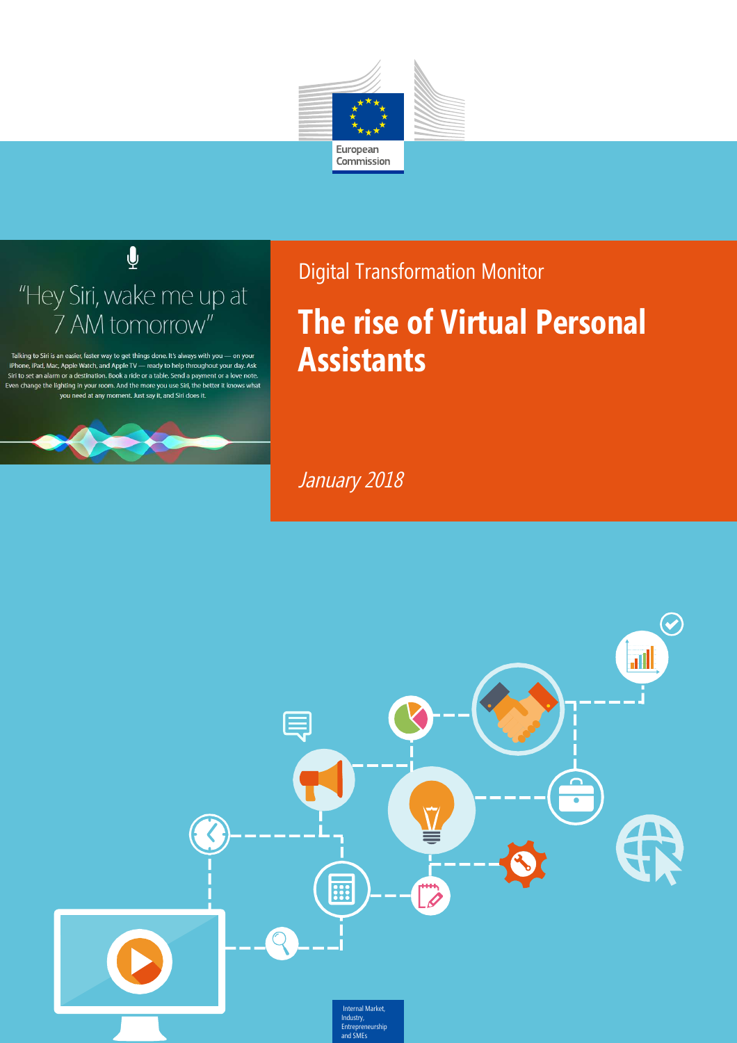European Commission

Digital Transformation Monitor

# The rise of Virtual Personal Assistants

*January 2018*

Internal Market, Industry, Entrepreneurship and SMEs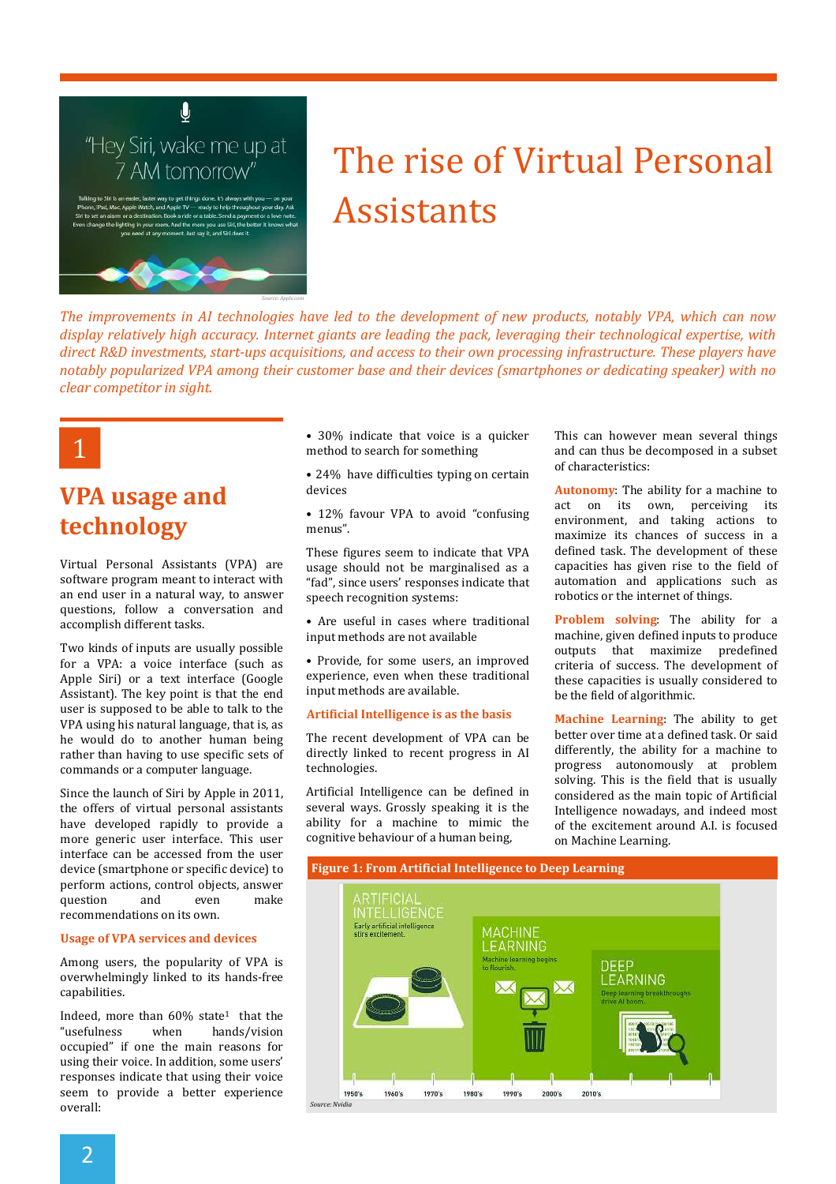# The rise of Virtual Personal Assistants

*The improvements in AI technologies have led to the development of new products, notably VPA, which can now display relatively high accuracy. Internet giants are leading the pack, leveraging their technological expertise, with direct R&D investments, start-ups acquisitions, and access to their own processing infrastructure. These players have notably popularized VPA among their customer base and their devices (smartphones or dedicating speaker) with no clear competitor in sight.*

## 1 VPA usage and technology

Virtual Personal Assistants (VPA) are software program meant to interact with an end user in a natural way, to answer questions, follow a conversation and accomplish different tasks.

Two kinds of inputs are usually possible for a VPA: a voice interface (such as Apple Siri) or a text interface (Google Assistant). The key point is that the end user is supposed to be able to talk to the VPA using his natural language, that is, as he would do to another human being rather than having to use specific sets of commands or a computer language.

Since the launch of Siri by Apple in 2011, the offers of virtual personal assistants have developed rapidly to provide a more generic user interface. This user interface can be accessed from the user device (smartphone or specific device) to perform actions, control objects, answer question and even make recommendations on its own.

### Usage of VPA services and devices

Among users, the popularity of VPA is overwhelmingly linked to its hands-free capabilities.

Indeed, more than 60% state[1] that the "usefulness when hands/vision occupied" if one the main reasons for using their voice. In addition, some users' responses indicate that using their voice seem to provide a better experience overall:

- 30% indicate that voice is a quicker method to search for something
- 24% have difficulties typing on certain devices
- 12% favour VPA to avoid "confusing menus".

These figures seem to indicate that VPA usage should not be marginalised as a "fad", since users' responses indicate that speech recognition systems:

- Are useful in cases where traditional input methods are not available
- Provide, for some users, an improved experience, even when these traditional input methods are available.

### Artificial Intelligence is as the basis

The recent development of VPA can be directly linked to recent progress in AI technologies.

Artificial Intelligence can be defined in several ways. Grossly speaking it is the ability for a machine to mimic the cognitive behaviour of a human being,

This can however mean several things and can thus be decomposed in a subset of characteristics:

**Autonomy**: The ability for a machine to act on its own, perceiving its environment, and taking actions to maximize its chances of success in a defined task. The development of these capacities has given rise to the field of automation and applications such as robotics or the internet of things.

**Problem solving**: The ability for a machine, given defined inputs to produce outputs that maximize predefined criteria of success. The development of these capacities is usually considered to be the field of algorithmic.

**Machine Learning**: The ability to get better over time at a defined task. Or said differently, the ability for a machine to progress autonomously at problem solving. This is the field that is usually considered as the main topic of Artificial Intelligence nowadays, and indeed most of the excitement around A.I. is focused on Machine Learning.

**Figure 1: From Artificial Intelligence to Deep Learning**

Source: Nvidia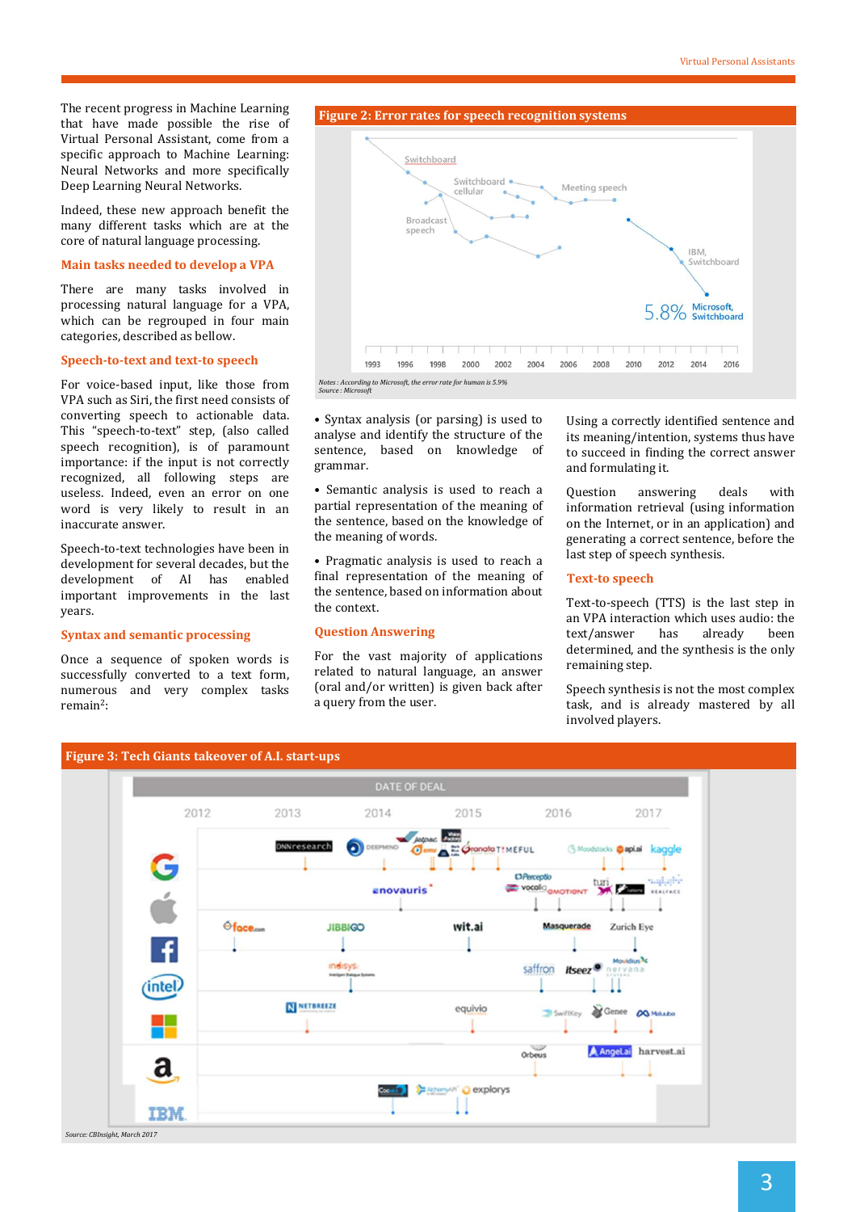The recent progress in Machine Learning that have made possible the rise of Virtual Personal Assistant, come from a specific approach to Machine Learning: Neural Networks and more specifically Deep Learning Neural Networks.

Indeed, these new approach benefit the many different tasks which are at the core of natural language processing.

## Main tasks needed to develop a VPA

There are many tasks involved in processing natural language for a VPA, which can be regrouped in four main categories, described as bellow.

### Speech-to-text and text-to speech

For voice-based input, like those from VPA such as Siri, the first need consists of converting speech to actionable data. This "speech-to-text" step, (also called speech recognition), is of paramount importance: if the input is not correctly recognized, all following steps are useless. Indeed, even an error on one word is very likely to result in an inaccurate answer.

Speech-to-text technologies have been in development for several decades, but the development of AI has enabled important improvements in the last years.

### Syntax and semantic processing

Once a sequence of spoken words is successfully converted to a text form, numerous and very complex tasks remain[2]:

**Figure 2: Error rates for speech recognition systems**

*Notes : According to Microsoft, the error rate for human is 5.9%*
*Source : Microsoft*

- Syntax analysis (or parsing) is used to analyse and identify the structure of the sentence, based on knowledge of grammar.
- Semantic analysis is used to reach a partial representation of the meaning of the sentence, based on the knowledge of the meaning of words.
- Pragmatic analysis is used to reach a final representation of the meaning of the sentence, based on information about the context.

### Question Answering

For the vast majority of applications related to natural language, an answer (oral and/or written) is given back after a query from the user.

Using a correctly identified sentence and its meaning/intention, systems thus have to succeed in finding the correct answer and formulating it.

Question answering deals with information retrieval (using information on the Internet, or in an application) and generating a correct sentence, before the last step of speech synthesis.

### Text-to speech

Text-to-speech (TTS) is the last step in an VPA interaction which uses audio: the text/answer has already been determined, and the synthesis is the only remaining step.

Speech synthesis is not the most complex task, and is already mastered by all involved players.

**Figure 3: Tech Giants takeover of A.I. start-ups**

*Source: CBInsight, March 2017*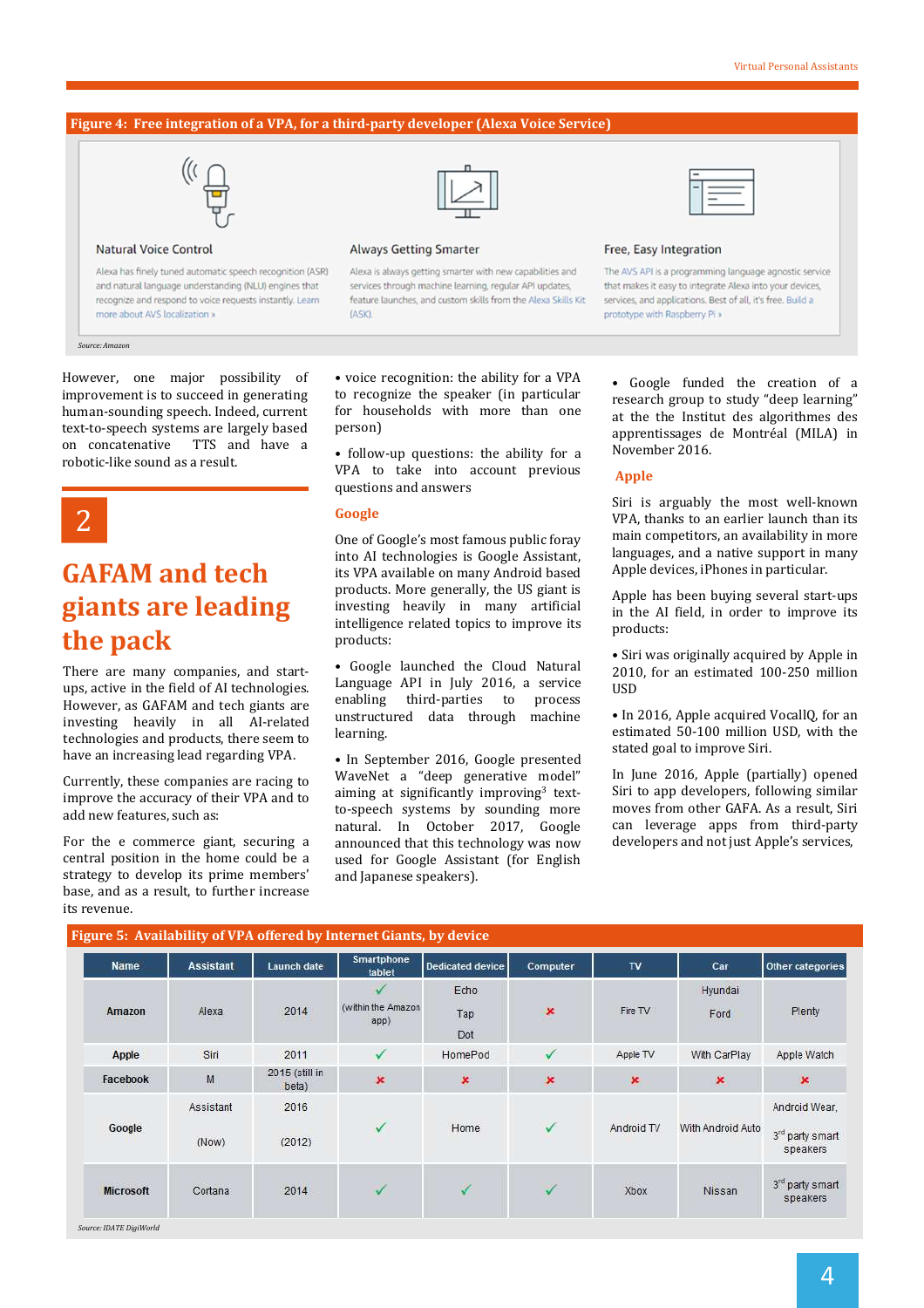**Figure 4: Free integration of a VPA, for a third-party developer (Alexa Voice Service)**

**Natural Voice Control**

Alexa has finely tuned automatic speech recognition (ASR) and natural language understanding (NLU) engines that recognize and respond to voice requests instantly. Learn more about AVS localization »

**Always Getting Smarter**

Alexa is always getting smarter with new capabilities and services through machine learning, regular API updates, feature launches, and custom skills from the Alexa Skills Kit (ASK).

**Free, Easy Integration**

The AVS API is a programming language agnostic service that makes it easy to integrate Alexa into your devices, services, and applications. Best of all, it's free. Build a prototype with Raspberry Pi »

*Source: Amazon*

However, one major possibility of improvement is to succeed in generating human-sounding speech. Indeed, current text-to-speech systems are largely based on concatenative TTS and have a robotic-like sound as a result.

# 2 GAFAM and tech giants are leading the pack

There are many companies, and start-ups, active in the field of AI technologies. However, as GAFAM and tech giants are investing heavily in all AI-related technologies and products, there seem to have an increasing lead regarding VPA.

Currently, these companies are racing to improve the accuracy of their VPA and to add new features, such as:

For the e commerce giant, securing a central position in the home could be a strategy to develop its prime members' base, and as a result, to further increase its revenue.

- voice recognition: the ability for a VPA to recognize the speaker (in particular for households with more than one person)
- follow-up questions: the ability for a VPA to take into account previous questions and answers

## Google

One of Google's most famous public foray into AI technologies is Google Assistant, its VPA available on many Android based products. More generally, the US giant is investing heavily in many artificial intelligence related topics to improve its products:

- Google launched the Cloud Natural Language API in July 2016, a service enabling third-parties to process unstructured data through machine learning.
- In September 2016, Google presented WaveNet a "deep generative model" aiming at significantly improving[3] text-to-speech systems by sounding more natural. In October 2017, Google announced that this technology was now used for Google Assistant (for English and Japanese speakers).
- Google funded the creation of a research group to study "deep learning" at the the Institut des algorithmes des apprentissages de Montréal (MILA) in November 2016.

## Apple

Siri is arguably the most well-known VPA, thanks to an earlier launch than its main competitors, an availability in more languages, and a native support in many Apple devices, iPhones in particular.

Apple has been buying several start-ups in the AI field, in order to improve its products:

- Siri was originally acquired by Apple in 2010, for an estimated 100-250 million USD
- In 2016, Apple acquired VocalIQ, for an estimated 50-100 million USD, with the stated goal to improve Siri.

In June 2016, Apple (partially) opened Siri to app developers, following similar moves from other GAFA. As a result, Siri can leverage apps from third-party developers and not just Apple's services,

**Figure 5: Availability of VPA offered by Internet Giants, by device**

| Name | Assistant | Launch date | Smartphone tablet | Dedicated device | Computer | TV | Car | Other categories |
|---|---|---|---|---|---|---|---|---|
| Amazon | Alexa | 2014 | ✓ (within the Amazon app) | Echo<br>Tap<br>Dot | ✗ | Fire TV | Hyundai<br>Ford | Plenty |
| Apple | Siri | 2011 | ✓ | HomePod | ✓ | Apple TV | With CarPlay | Apple Watch |
| Facebook | M | 2015 (still in beta) | ✗ | ✗ | ✗ | ✗ | ✗ | ✗ |
| Google | Assistant<br>(Now) | 2016<br>(2012) | ✓ | Home | ✓ | Android TV | With Android Auto | Android Wear,<br>3rd party smart speakers |
| Microsoft | Cortana | 2014 | ✓ | ✓ | ✓ | Xbox | Nissan | 3rd party smart speakers |

*Source: IDATE DigiWorld*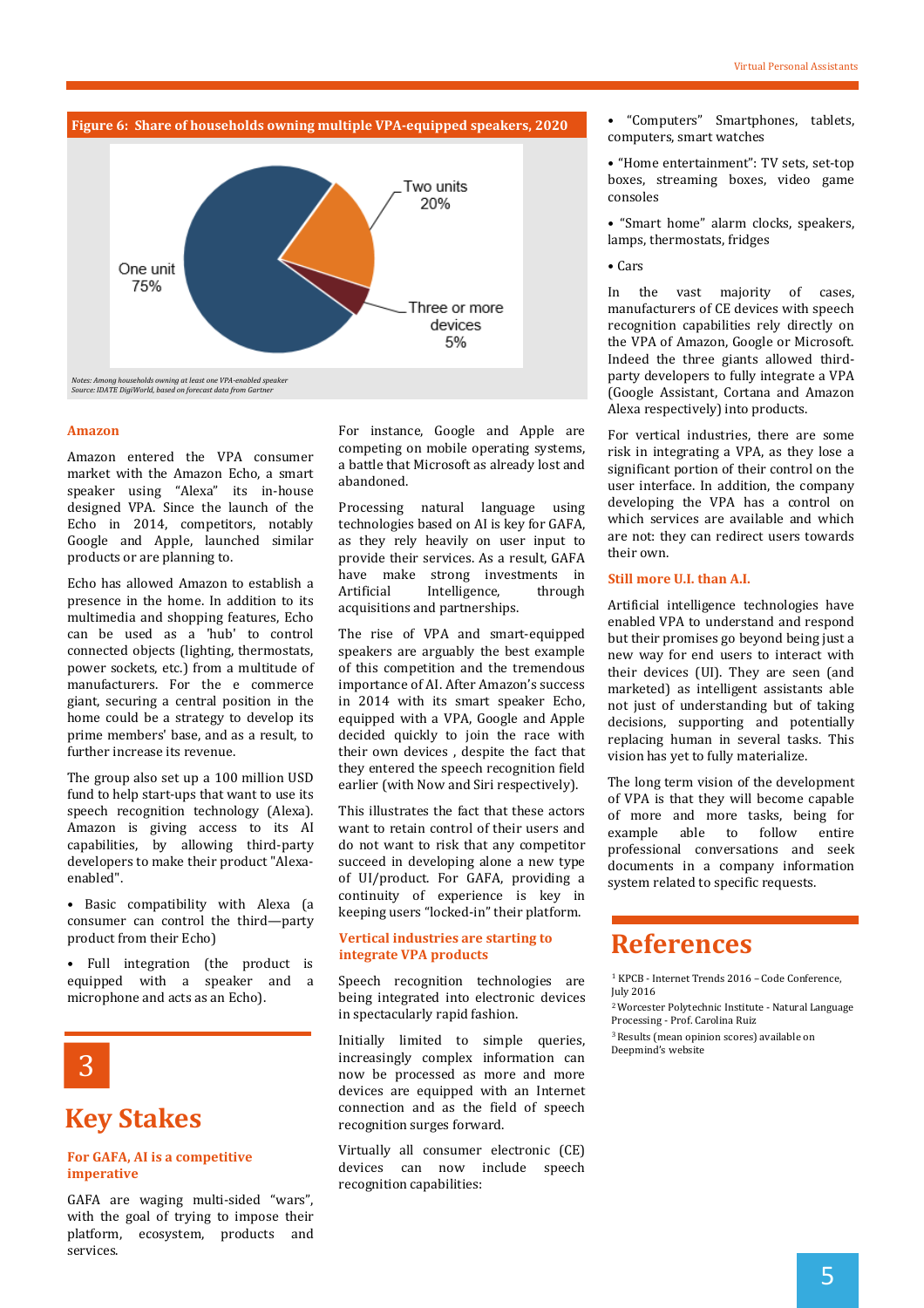**Figure 6: Share of households owning multiple VPA-equipped speakers, 2020**

One unit 75%
Two units 20%
Three or more devices 5%

*Notes: Among households owning at least one VPA-enabled speaker*
*Source: IDATE DigiWorld, based on forecast data from Gartner*

### Amazon

Amazon entered the VPA consumer market with the Amazon Echo, a smart speaker using "Alexa" its in-house designed VPA. Since the launch of the Echo in 2014, competitors, notably Google and Apple, launched similar products or are planning to.

Echo has allowed Amazon to establish a presence in the home. In addition to its multimedia and shopping features, Echo can be used as a 'hub' to control connected objects (lighting, thermostats, power sockets, etc.) from a multitude of manufacturers. For the e commerce giant, securing a central position in the home could be a strategy to develop its prime members' base, and as a result, to further increase its revenue.

The group also set up a 100 million USD fund to help start-ups that want to use its speech recognition technology (Alexa). Amazon is giving access to its AI capabilities, by allowing third-party developers to make their product "Alexa-enabled".

- Basic compatibility with Alexa (a consumer can control the third—party product from their Echo)
- Full integration (the product is equipped with a speaker and a microphone and acts as an Echo).

# 3

# Key Stakes

### For GAFA, AI is a competitive imperative

GAFA are waging multi-sided "wars", with the goal of trying to impose their platform, ecosystem, products and services.

For instance, Google and Apple are competing on mobile operating systems, a battle that Microsoft as already lost and abandoned.

Processing natural language using technologies based on AI is key for GAFA, as they rely heavily on user input to provide their services. As a result, GAFA have make strong investments in Artificial Intelligence, through acquisitions and partnerships.

The rise of VPA and smart-equipped speakers are arguably the best example of this competition and the tremendous importance of AI. After Amazon's success in 2014 with its smart speaker Echo, equipped with a VPA, Google and Apple decided quickly to join the race with their own devices , despite the fact that they entered the speech recognition field earlier (with Now and Siri respectively).

This illustrates the fact that these actors want to retain control of their users and do not want to risk that any competitor succeed in developing alone a new type of UI/product. For GAFA, providing a continuity of experience is key in keeping users "locked-in" their platform.

### Vertical industries are starting to integrate VPA products

Speech recognition technologies are being integrated into electronic devices in spectacularly rapid fashion.

Initially limited to simple queries, increasingly complex information can now be processed as more and more devices are equipped with an Internet connection and as the field of speech recognition surges forward.

Virtually all consumer electronic (CE) devices can now include speech recognition capabilities:

- "Computers" Smartphones, tablets, computers, smart watches
- "Home entertainment": TV sets, set-top boxes, streaming boxes, video game consoles
- "Smart home" alarm clocks, speakers, lamps, thermostats, fridges
- Cars

In the vast majority of cases, manufacturers of CE devices with speech recognition capabilities rely directly on the VPA of Amazon, Google or Microsoft. Indeed the three giants allowed third-party developers to fully integrate a VPA (Google Assistant, Cortana and Amazon Alexa respectively) into products.

For vertical industries, there are some risk in integrating a VPA, as they lose a significant portion of their control on the user interface. In addition, the company developing the VPA has a control on which services are available and which are not: they can redirect users towards their own.

### Still more U.I. than A.I.

Artificial intelligence technologies have enabled VPA to understand and respond but their promises go beyond being just a new way for end users to interact with their devices (UI). They are seen (and marketed) as intelligent assistants able not just of understanding but of taking decisions, supporting and potentially replacing human in several tasks. This vision has yet to fully materialize.

The long term vision of the development of VPA is that they will become capable of more and more tasks, being for example able to follow entire professional conversations and seek documents in a company information system related to specific requests.

# References

[1] KPCB - Internet Trends 2016 – Code Conference, July 2016

[2] Worcester Polytechnic Institute - Natural Language Processing - Prof. Carolina Ruiz

[3] Results (mean opinion scores) available on Deepmind's website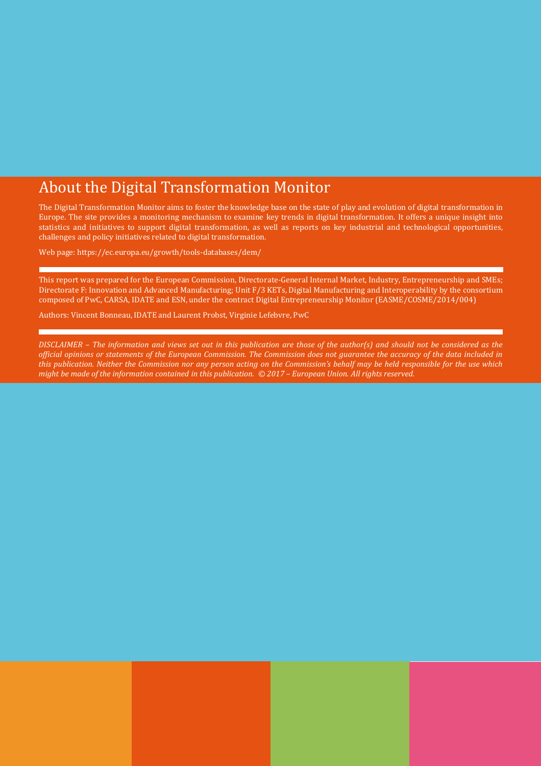# About the Digital Transformation Monitor

The Digital Transformation Monitor aims to foster the knowledge base on the state of play and evolution of digital transformation in Europe. The site provides a monitoring mechanism to examine key trends in digital transformation. It offers a unique insight into statistics and initiatives to support digital transformation, as well as reports on key industrial and technological opportunities, challenges and policy initiatives related to digital transformation.

Web page: https://ec.europa.eu/growth/tools-databases/dem/

---

This report was prepared for the European Commission, Directorate-General Internal Market, Industry, Entrepreneurship and SMEs; Directorate F: Innovation and Advanced Manufacturing; Unit F/3 KETs, Digital Manufacturing and Interoperability by the consortium composed of PwC, CARSA, IDATE and ESN, under the contract Digital Entrepreneurship Monitor (EASME/COSME/2014/004)

Authors: Vincent Bonneau, IDATE and Laurent Probst, Virginie Lefebvre, PwC

---

*DISCLAIMER – The information and views set out in this publication are those of the author(s) and should not be considered as the official opinions or statements of the European Commission. The Commission does not guarantee the accuracy of the data included in this publication. Neither the Commission nor any person acting on the Commission's behalf may be held responsible for the use which might be made of the information contained in this publication. © 2017 – European Union. All rights reserved.*